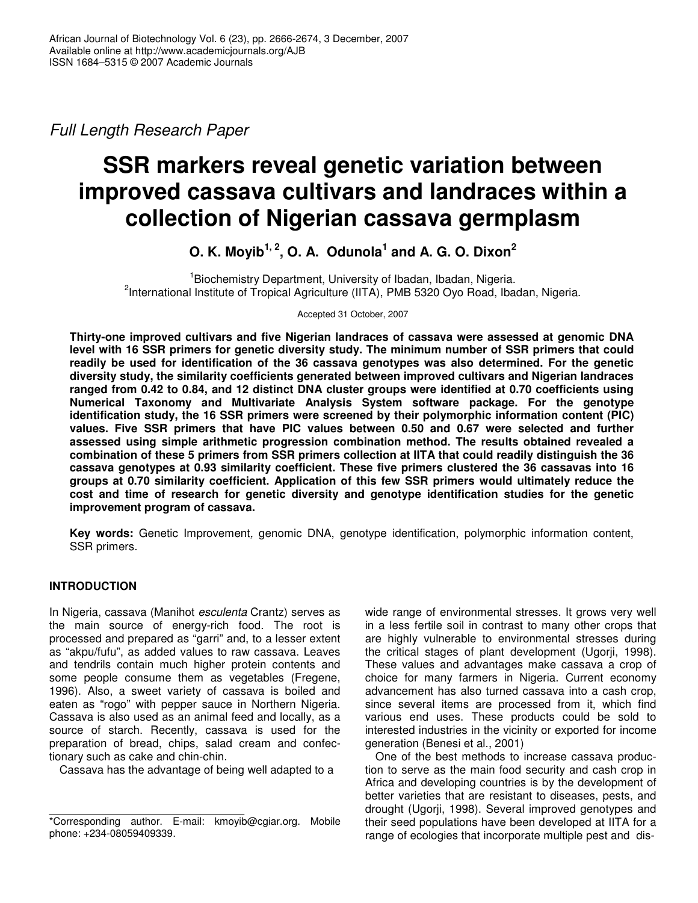*Full Length Research Paper*

# SSR markers reveal genetic variation between improved cassava cultivars and landraces within a collection of Nigerian cassava germplasm

**O. K. Moyib[1, 2], O. A. Odunola[1] and A. G. O. Dixon[2]**

[1]Biochemistry Department, University of Ibadan, Ibadan, Nigeria.
[2]International Institute of Tropical Agriculture (IITA), PMB 5320 Oyo Road, Ibadan, Nigeria.

Accepted 31 October, 2007

**Thirty-one improved cultivars and five Nigerian landraces of cassava were assessed at genomic DNA level with 16 SSR primers for genetic diversity study. The minimum number of SSR primers that could readily be used for identification of the 36 cassava genotypes was also determined. For the genetic diversity study, the similarity coefficients generated between improved cultivars and Nigerian landraces ranged from 0.42 to 0.84, and 12 distinct DNA cluster groups were identified at 0.70 coefficients using Numerical Taxonomy and Multivariate Analysis System software package. For the genotype identification study, the 16 SSR primers were screened by their polymorphic information content (PIC) values. Five SSR primers that have PIC values between 0.50 and 0.67 were selected and further assessed using simple arithmetic progression combination method. The results obtained revealed a combination of these 5 primers from SSR primers collection at IITA that could readily distinguish the 36 cassava genotypes at 0.93 similarity coefficient. These five primers clustered the 36 cassavas into 16 groups at 0.70 similarity coefficient. Application of this few SSR primers would ultimately reduce the cost and time of research for genetic diversity and genotype identification studies for the genetic improvement program of cassava.**

**Key words:** Genetic Improvement, genomic DNA, genotype identification, polymorphic information content, SSR primers.

## INTRODUCTION

In Nigeria, cassava (Manihot *esculenta* Crantz) serves as the main source of energy-rich food. The root is processed and prepared as "garri" and, to a lesser extent as "akpu/fufu", as added values to raw cassava. Leaves and tendrils contain much higher protein contents and some people consume them as vegetables (Fregene, 1996). Also, a sweet variety of cassava is boiled and eaten as "rogo" with pepper sauce in Northern Nigeria. Cassava is also used as an animal feed and locally, as a source of starch. Recently, cassava is used for the preparation of bread, chips, salad cream and confectionary such as cake and chin-chin.

Cassava has the advantage of being well adapted to a wide range of environmental stresses. It grows very well in a less fertile soil in contrast to many other crops that are highly vulnerable to environmental stresses during the critical stages of plant development (Ugorji, 1998). These values and advantages make cassava a crop of choice for many farmers in Nigeria. Current economy advancement has also turned cassava into a cash crop, since several items are processed from it, which find various end uses. These products could be sold to interested industries in the vicinity or exported for income generation (Benesi et al., 2001)

One of the best methods to increase cassava production to serve as the main food security and cash crop in Africa and developing countries is by the development of better varieties that are resistant to diseases, pests, and drought (Ugorji, 1998). Several improved genotypes and their seed populations have been developed at IITA for a range of ecologies that incorporate multiple pest and dis-

\*Corresponding author. E-mail: kmoyib@cgiar.org. Mobile phone: +234-08059409339.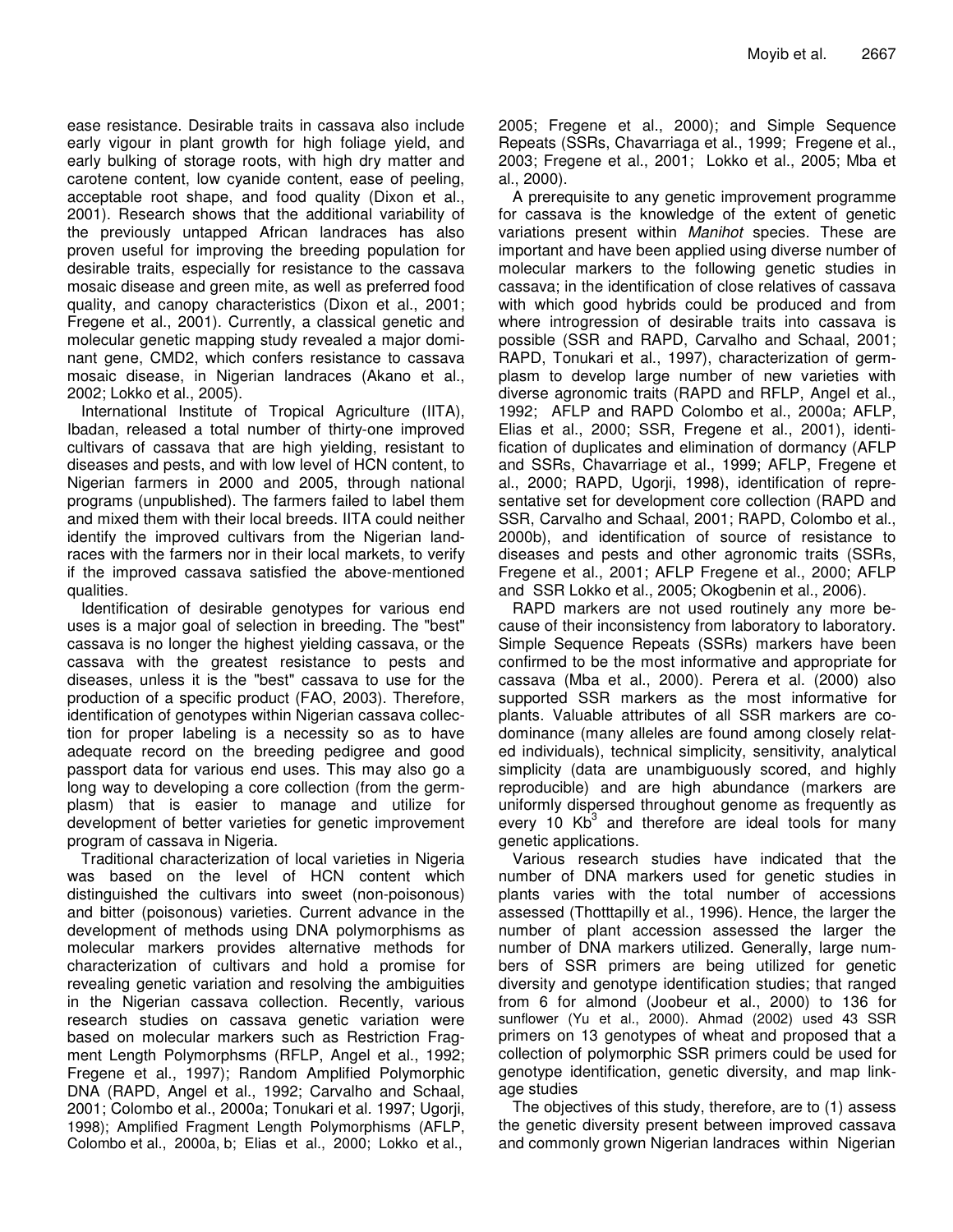ease resistance. Desirable traits in cassava also include early vigour in plant growth for high foliage yield, and early bulking of storage roots, with high dry matter and carotene content, low cyanide content, ease of peeling, acceptable root shape, and food quality (Dixon et al., 2001). Research shows that the additional variability of the previously untapped African landraces has also proven useful for improving the breeding population for desirable traits, especially for resistance to the cassava mosaic disease and green mite, as well as preferred food quality, and canopy characteristics (Dixon et al., 2001; Fregene et al., 2001). Currently, a classical genetic and molecular genetic mapping study revealed a major dominant gene, CMD2, which confers resistance to cassava mosaic disease, in Nigerian landraces (Akano et al., 2002; Lokko et al., 2005).

International Institute of Tropical Agriculture (IITA), Ibadan, released a total number of thirty-one improved cultivars of cassava that are high yielding, resistant to diseases and pests, and with low level of HCN content, to Nigerian farmers in 2000 and 2005, through national programs (unpublished). The farmers failed to label them and mixed them with their local breeds. IITA could neither identify the improved cultivars from the Nigerian landraces with the farmers nor in their local markets, to verify if the improved cassava satisfied the above-mentioned qualities.

Identification of desirable genotypes for various end uses is a major goal of selection in breeding. The "best" cassava is no longer the highest yielding cassava, or the cassava with the greatest resistance to pests and diseases, unless it is the "best" cassava to use for the production of a specific product (FAO, 2003). Therefore, identification of genotypes within Nigerian cassava collection for proper labeling is a necessity so as to have adequate record on the breeding pedigree and good passport data for various end uses. This may also go a long way to developing a core collection (from the germplasm) that is easier to manage and utilize for development of better varieties for genetic improvement program of cassava in Nigeria.

Traditional characterization of local varieties in Nigeria was based on the level of HCN content which distinguished the cultivars into sweet (non-poisonous) and bitter (poisonous) varieties. Current advance in the development of methods using DNA polymorphisms as molecular markers provides alternative methods for characterization of cultivars and hold a promise for revealing genetic variation and resolving the ambiguities in the Nigerian cassava collection. Recently, various research studies on cassava genetic variation were based on molecular markers such as Restriction Fragment Length Polymorphsms (RFLP, Angel et al., 1992; Fregene et al., 1997); Random Amplified Polymorphic DNA (RAPD, Angel et al., 1992; Carvalho and Schaal, 2001; Colombo et al., 2000a; Tonukari et al. 1997; Ugorji, 1998); Amplified Fragment Length Polymorphisms (AFLP, Colombo et al., 2000a, b; Elias et al., 2000; Lokko et al., 2005; Fregene et al., 2000); and Simple Sequence Repeats (SSRs, Chavarriaga et al., 1999; Fregene et al., 2003; Fregene et al., 2001; Lokko et al., 2005; Mba et al., 2000).

A prerequisite to any genetic improvement programme for cassava is the knowledge of the extent of genetic variations present within *Manihot* species. These are important and have been applied using diverse number of molecular markers to the following genetic studies in cassava; in the identification of close relatives of cassava with which good hybrids could be produced and from where introgression of desirable traits into cassava is possible (SSR and RAPD, Carvalho and Schaal, 2001; RAPD, Tonukari et al., 1997), characterization of germplasm to develop large number of new varieties with diverse agronomic traits (RAPD and RFLP, Angel et al., 1992; AFLP and RAPD Colombo et al., 2000a; AFLP, Elias et al., 2000; SSR, Fregene et al., 2001), identification of duplicates and elimination of dormancy (AFLP and SSRs, Chavarriage et al., 1999; AFLP, Fregene et al., 2000; RAPD, Ugorji, 1998), identification of representative set for development core collection (RAPD and SSR, Carvalho and Schaal, 2001; RAPD, Colombo et al., 2000b), and identification of source of resistance to diseases and pests and other agronomic traits (SSRs, Fregene et al., 2001; AFLP Fregene et al., 2000; AFLP and SSR Lokko et al., 2005; Okogbenin et al., 2006).

RAPD markers are not used routinely any more because of their inconsistency from laboratory to laboratory. Simple Sequence Repeats (SSRs) markers have been confirmed to be the most informative and appropriate for cassava (Mba et al., 2000). Perera et al. (2000) also supported SSR markers as the most informative for plants. Valuable attributes of all SSR markers are codominance (many alleles are found among closely related individuals), technical simplicity, sensitivity, analytical simplicity (data are unambiguously scored, and highly reproducible) and are high abundance (markers are uniformly dispersed throughout genome as frequently as every 10 $Kb^3$ and therefore are ideal tools for many genetic applications.

Various research studies have indicated that the number of DNA markers used for genetic studies in plants varies with the total number of accessions assessed (Thotttapilly et al., 1996). Hence, the larger the number of plant accession assessed the larger the number of DNA markers utilized. Generally, large numbers of SSR primers are being utilized for genetic diversity and genotype identification studies; that ranged from 6 for almond (Joobeur et al., 2000) to 136 for sunflower (Yu et al., 2000). Ahmad (2002) used 43 SSR primers on 13 genotypes of wheat and proposed that a collection of polymorphic SSR primers could be used for genotype identification, genetic diversity, and map linkage studies

The objectives of this study, therefore, are to (1) assess the genetic diversity present between improved cassava and commonly grown Nigerian landraces within Nigerian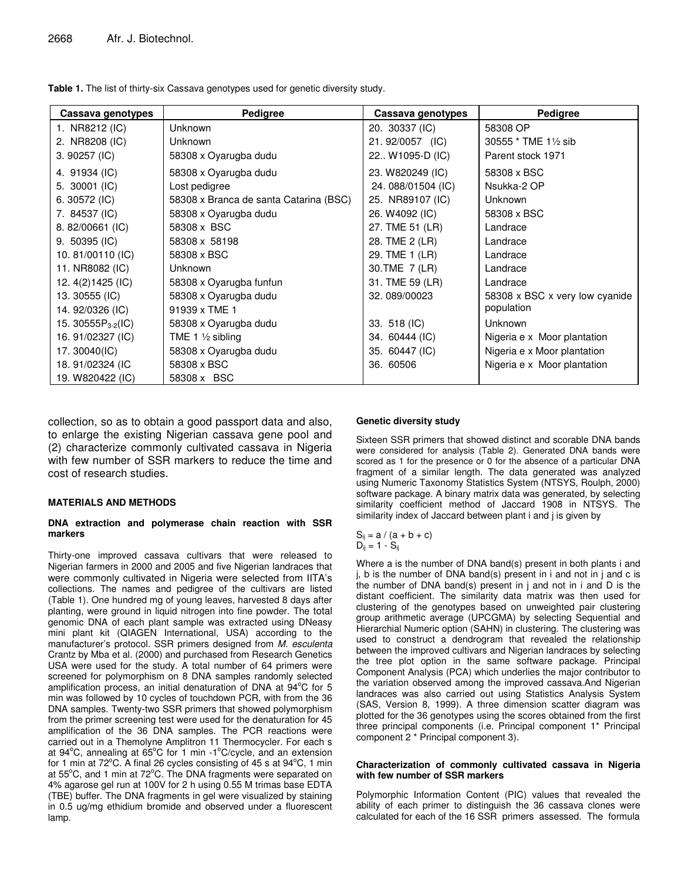**Table 1.** The list of thirty-six Cassava genotypes used for genetic diversity study.

| Cassava genotypes | Pedigree | Cassava genotypes | Pedigree |
|---|---|---|---|
| 1. NR8212 (IC) | Unknown | 20. 30337 (IC) | 58308 OP |
| 2. NR8208 (IC) | Unknown | 21. 92/0057 (IC) | 30555 * TME 1½ sib |
| 3. 90257 (IC) | 58308 x Oyarugba dudu | 22.. W1095-D (IC) | Parent stock 1971 |
| 4. 91934 (IC) | 58308 x Oyarugba dudu | 23. W820249 (IC) | 58308 x BSC |
| 5. 30001 (IC) | Lost pedigree | 24. 088/01504 (IC) | Nsukka-2 OP |
| 6. 30572 (IC) | 58308 x Branca de santa Catarina (BSC) | 25. NR89107 (IC) | Unknown |
| 7. 84537 (IC) | 58308 x Oyarugba dudu | 26. W4092 (IC) | 58308 x BSC |
| 8. 82/00661 (IC) | 58308 x BSC | 27. TME 51 (LR) | Landrace |
| 9. 50395 (IC) | 58308 x 58198 | 28. TME 2 (LR) | Landrace |
| 10. 81/00110 (IC) | 58308 x BSC | 29. TME 1 (LR) | Landrace |
| 11. NR8082 (IC) | Unknown | 30.TME 7 (LR) | Landrace |
| 12. 4(2)1425 (IC) | 58308 x Oyarugba funfun | 31. TME 59 (LR) | Landrace |
| 13. 30555 (IC) | 58308 x Oyarugba dudu | 32. 089/00023 | 58308 x BSC x very low cyanide population |
| 14. 92/0326 (IC) | 91939 x TME 1 | | |
| 15. $30555P_{3-2}$(IC) | 58308 x Oyarugba dudu | 33. 518 (IC) | Unknown |
| 16. 91/02327 (IC) | TME 1 ½ sibling | 34. 60444 (IC) | Nigeria e x Moor plantation |
| 17. 30040(IC) | 58308 x Oyarugba dudu | 35. 60447 (IC) | Nigeria e x Moor plantation |
| 18. 91/02324 (IC | 58308 x BSC | 36. 60506 | Nigeria e x Moor plantation |
| 19. W820422 (IC) | 58308 x BSC | | |

collection, so as to obtain a good passport data and also, to enlarge the existing Nigerian cassava gene pool and (2) characterize commonly cultivated cassava in Nigeria with few number of SSR markers to reduce the time and cost of research studies.

## MATERIALS AND METHODS

### DNA extraction and polymerase chain reaction with SSR markers

Thirty-one improved cassava cultivars that were released to Nigerian farmers in 2000 and 2005 and five Nigerian landraces that were commonly cultivated in Nigeria were selected from IITA's collections. The names and pedigree of the cultivars are listed (Table 1). One hundred mg of young leaves, harvested 8 days after planting, were ground in liquid nitrogen into fine powder. The total genomic DNA of each plant sample was extracted using DNeasy mini plant kit (QIAGEN International, USA) according to the manufacturer's protocol. SSR primers designed from *M. esculenta* Crantz by Mba et al. (2000) and purchased from Research Genetics USA were used for the study. A total number of 64 primers were screened for polymorphism on 8 DNA samples randomly selected amplification process, an initial denaturation of DNA at 94°C for 5 min was followed by 10 cycles of touchdown PCR, with from the 36 DNA samples. Twenty-two SSR primers that showed polymorphism from the primer screening test were used for the denaturation for 45 amplification of the 36 DNA samples. The PCR reactions were carried out in a Themolyne Amplitron 11 Thermocycler. For each s at 94°C, annealing at 65°C for 1 min -1°C/cycle, and an extension for 1 min at 72°C. A final 26 cycles consisting of 45 s at 94°C, 1 min at 55°C, and 1 min at 72°C. The DNA fragments were separated on 4% agarose gel run at 100V for 2 h using 0.55 M trimas base EDTA (TBE) buffer. The DNA fragments in gel were visualized by staining in 0.5 ug/mg ethidium bromide and observed under a fluorescent lamp.

### Genetic diversity study

Sixteen SSR primers that showed distinct and scorable DNA bands were considered for analysis (Table 2). Generated DNA bands were scored as 1 for the presence or 0 for the absence of a particular DNA fragment of a similar length. The data generated was analyzed using Numeric Taxonomy Statistics System (NTSYS, Roulph, 2000) software package. A binary matrix data was generated, by selecting similarity coefficient method of Jaccard 1908 in NTSYS. The similarity index of Jaccard between plant i and j is given by

$$S_{ij} = a / (a + b + c)$$
$$D_{ij} = 1 - S_{ij}$$

Where a is the number of DNA band(s) present in both plants i and j, b is the number of DNA band(s) present in i and not in j and c is the number of DNA band(s) present in j and not in i and D is the distant coefficient. The similarity data matrix was then used for clustering of the genotypes based on unweighted pair clustering group arithmetic average (UPCGMA) by selecting Sequential and Hierarchial Numeric option (SAHN) in clustering. The clustering was used to construct a dendrogram that revealed the relationship between the improved cultivars and Nigerian landraces by selecting the tree plot option in the same software package. Principal Component Analysis (PCA) which underlies the major contributor to the variation observed among the improved cassava.And Nigerian landraces was also carried out using Statistics Analysis System (SAS, Version 8, 1999). A three dimension scatter diagram was plotted for the 36 genotypes using the scores obtained from the first three principal components (i.e. Principal component 1* Principal component 2 * Principal component 3).

### Characterization of commonly cultivated cassava in Nigeria with few number of SSR markers

Polymorphic Information Content (PIC) values that revealed the ability of each primer to distinguish the 36 cassava clones were calculated for each of the 16 SSR primers assessed. The formula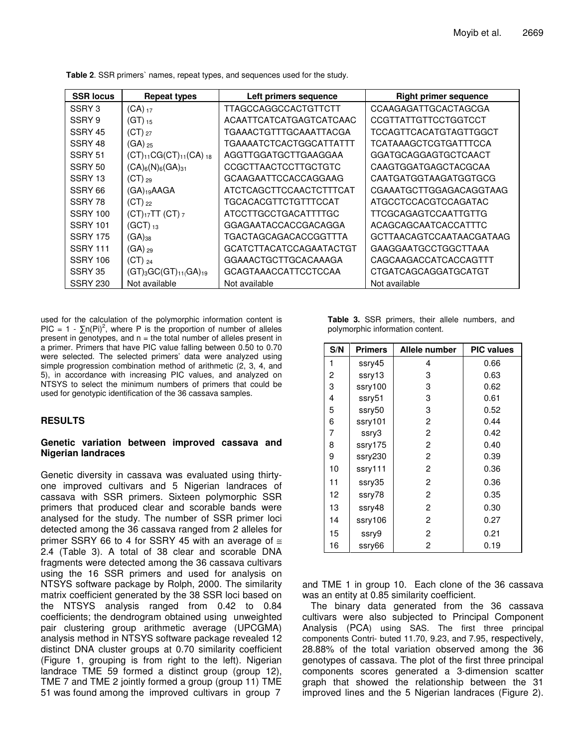**Table 2**. SSR primers` names, repeat types, and sequences used for the study.

| SSR locus | Repeat types | Left primers sequence | Right primer sequence |
|---|---|---|---|
| SSRY 3 | $(CA)_{17}$ | TTAGCCAGGCCACTGTTCTT | CCAAGAGATTGCACTAGCGA |
| SSRY 9 | $(GT)_{15}$ | ACAATTCATCATGAGTCATCAAC | CCGTTATTGTTCCTGGTCCT |
| SSRY 45 | $(CT)_{27}$ | TGAAACTGTTTGCAAATTACGA | TCCAGTTCACATGTAGTTGGCT |
| SSRY 48 | $(GA)_{25}$ | TGAAAATCTCACTGGCATTATTT | TCATAAAGCTCGTGATTTCCA |
| SSRY 51 | $(CT)_{11}CG(CT)_{11}(CA)_{18}$ | AGGTTGGATGCTTGAAGGAA | GGATGCAGGAGTGCTCAACT |
| SSRY 50 | $(CA)_{6}(N)_{6}(GA)_{31}$ | CCGCTTAACTCCTTGCTGTC | CAAGTGGATGAGCTACGCAA |
| SSRY 13 | $(CT)_{29}$ | GCAAGAATTCCACCAGGAAG | CAATGATGGTAAGATGGTGCG |
| SSRY 66 | $(GA)_{19}$AAGA | ATCTCAGCTTCCAACTCTTTCAT | CGAAATGCTTGGAGACAGGTAAG |
| SSRY 78 | $(CT)_{22}$ | TGCACACGTTCTGTTTCCAT | ATGCCTCCACGTCCAGATAC |
| SSRY 100 | $(CT)_{17}$TT $(CT)_{7}$ | ATCCTTGCCTGACATTTTGC | TTCGCAGAGTCCAATTGTTG |
| SSRY 101 | $(GCT)_{13}$ | GGAGAATACCACCGACAGGA | ACAGCAGCAATCACCATTTC |
| SSRY 175 | $(GA)_{38}$ | TGACTAGCAGACACCGGTTTA | GCTTAACAGTCCAATAACGATAAG |
| SSRY 111 | $(GA)_{29}$ | GCATCTTACATCCAGAATACTGT | GAAGGAATGCCTGGCTTAAA |
| SSRY 106 | $(CT)_{24}$ | GGAAACTGCTTGCACAAAGA | CAGCAAGACCATCACCAGTTT |
| SSRY 35 | $(GT)_{3}GC(GT)_{11}(GA)_{19}$ | GCAGTAAACCATTCCTCCAA | CTGATCAGCAGGATGCATGT |
| SSRY 230 | Not available | Not available | Not available |

used for the calculation of the polymorphic information content is PIC = $1 - \sum n(Pi)^2$, where P is the proportion of number of alleles present in genotypes, and n = the total number of alleles present in a primer. Primers that have PIC value falling between 0.50 to 0.70 were selected. The selected primers' data were analyzed using simple progression combination method of arithmetic (2, 3, 4, and 5), in accordance with increasing PIC values, and analyzed on NTSYS to select the minimum numbers of primers that could be used for genotypic identification of the 36 cassava samples.

## RESULTS

### Genetic variation between improved cassava and Nigerian landraces

Genetic diversity in cassava was evaluated using thirty-one improved cultivars and 5 Nigerian landraces of cassava with SSR primers. Sixteen polymorphic SSR primers that produced clear and scorable bands were analysed for the study. The number of SSR primer loci detected among the 36 cassava ranged from 2 alleles for primer SSRY 66 to 4 for SSRY 45 with an average of ≅ 2.4 (Table 3). A total of 38 clear and scorable DNA fragments were detected among the 36 cassava cultivars using the 16 SSR primers and used for analysis on NTSYS software package by Rolph, 2000. The similarity matrix coefficient generated by the 38 SSR loci based on the NTSYS analysis ranged from 0.42 to 0.84 coefficients; the dendrogram obtained using unweighted pair clustering group arithmetic average (UPCGMA) analysis method in NTSYS software package revealed 12 distinct DNA cluster groups at 0.70 similarity coefficient (Figure 1, grouping is from right to the left). Nigerian landrace TME 59 formed a distinct group (group 12), TME 7 and TME 2 jointly formed a group (group 11) TME 51 was found among the improved cultivars in group 7

**Table 3.** SSR primers, their allele numbers, and polymorphic information content.

| S/N | Primers | Allele number | PIC values |
|---|---|---|---|
| 1 | ssry45 | 4 | 0.66 |
| 2 | ssry13 | 3 | 0.63 |
| 3 | ssry100 | 3 | 0.62 |
| 4 | ssry51 | 3 | 0.61 |
| 5 | ssry50 | 3 | 0.52 |
| 6 | ssry101 | 2 | 0.44 |
| 7 | ssry3 | 2 | 0.42 |
| 8 | ssry175 | 2 | 0.40 |
| 9 | ssry230 | 2 | 0.39 |
| 10 | ssry111 | 2 | 0.36 |
| 11 | ssry35 | 2 | 0.36 |
| 12 | ssry78 | 2 | 0.35 |
| 13 | ssry48 | 2 | 0.30 |
| 14 | ssry106 | 2 | 0.27 |
| 15 | ssry9 | 2 | 0.21 |
| 16 | ssry66 | 2 | 0.19 |

and TME 1 in group 10. Each clone of the 36 cassava was an entity at 0.85 similarity coefficient.

The binary data generated from the 36 cassava cultivars were also subjected to Principal Component Analysis (PCA) using SAS. The first three principal components Contri- buted 11.70, 9.23, and 7.95, respectively, 28.88% of the total variation observed among the 36 genotypes of cassava. The plot of the first three principal components scores generated a 3-dimension scatter graph that showed the relationship between the 31 improved lines and the 5 Nigerian landraces (Figure 2).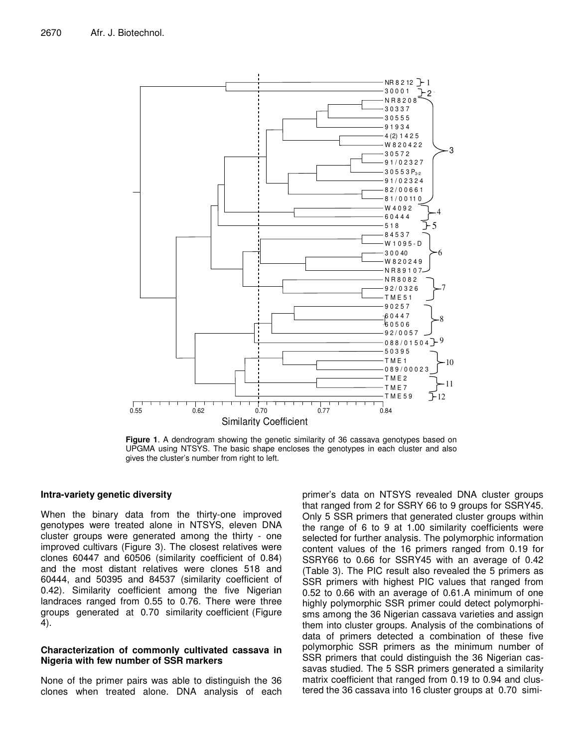**Figure 1**. A dendrogram showing the genetic similarity of 36 cassava genotypes based on UPGMA using NTSYS. The basic shape encloses the genotypes in each cluster and also gives the cluster's number from right to left.

### Intra-variety genetic diversity

When the binary data from the thirty-one improved genotypes were treated alone in NTSYS, eleven DNA cluster groups were generated among the thirty - one improved cultivars (Figure 3). The closest relatives were clones 60447 and 60506 (similarity coefficient of 0.84) and the most distant relatives were clones 518 and 60444, and 50395 and 84537 (similarity coefficient of 0.42). Similarity coefficient among the five Nigerian landraces ranged from 0.55 to 0.76. There were three groups generated at 0.70 similarity coefficient (Figure 4).

### Characterization of commonly cultivated cassava in Nigeria with few number of SSR markers

None of the primer pairs was able to distinguish the 36 clones when treated alone. DNA analysis of each primer's data on NTSYS revealed DNA cluster groups that ranged from 2 for SSRY 66 to 9 groups for SSRY45. Only 5 SSR primers that generated cluster groups within the range of 6 to 9 at 1.00 similarity coefficients were selected for further analysis. The polymorphic information content values of the 16 primers ranged from 0.19 for SSRY66 to 0.66 for SSRY45 with an average of 0.42 (Table 3). The PIC result also revealed the 5 primers as SSR primers with highest PIC values that ranged from 0.52 to 0.66 with an average of 0.61.A minimum of one highly polymorphic SSR primer could detect polymorphisms among the 36 Nigerian cassava varieties and assign them into cluster groups. Analysis of the combinations of data of primers detected a combination of these five polymorphic SSR primers as the minimum number of SSR primers that could distinguish the 36 Nigerian cassavas studied. The 5 SSR primers generated a similarity matrix coefficient that ranged from 0.19 to 0.94 and clustered the 36 cassava into 16 cluster groups at 0.70 simi-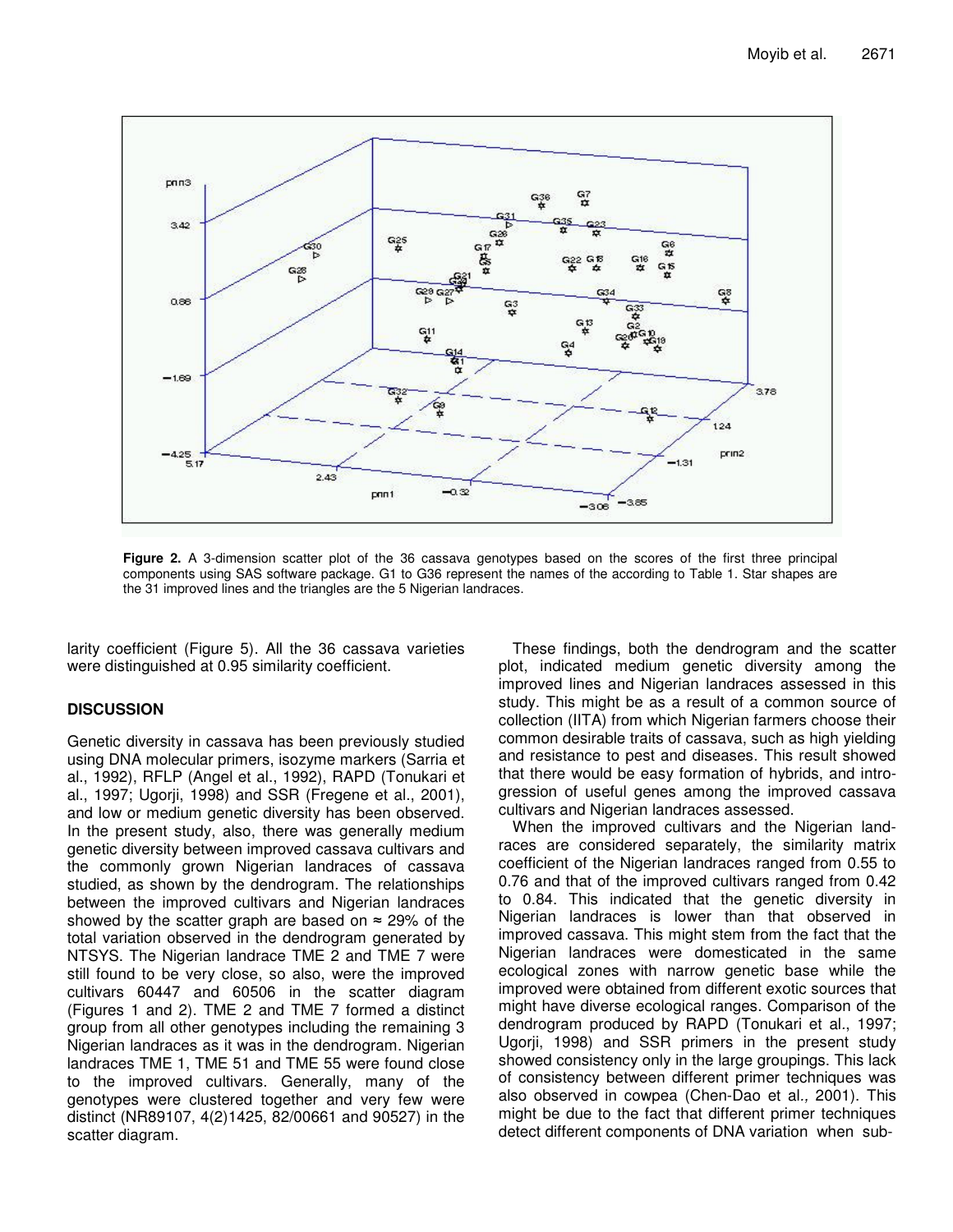**Figure 2.** A 3-dimension scatter plot of the 36 cassava genotypes based on the scores of the first three principal components using SAS software package. G1 to G36 represent the names of the according to Table 1. Star shapes are the 31 improved lines and the triangles are the 5 Nigerian landraces.

larity coefficient (Figure 5). All the 36 cassava varieties were distinguished at 0.95 similarity coefficient.

## DISCUSSION

Genetic diversity in cassava has been previously studied using DNA molecular primers, isozyme markers (Sarria et al., 1992), RFLP (Angel et al., 1992), RAPD (Tonukari et al., 1997; Ugorji, 1998) and SSR (Fregene et al., 2001), and low or medium genetic diversity has been observed. In the present study, also, there was generally medium genetic diversity between improved cassava cultivars and the commonly grown Nigerian landraces of cassava studied, as shown by the dendrogram. The relationships between the improved cultivars and Nigerian landraces showed by the scatter graph are based on ≈ 29% of the total variation observed in the dendrogram generated by NTSYS. The Nigerian landrace TME 2 and TME 7 were still found to be very close, so also, were the improved cultivars 60447 and 60506 in the scatter diagram (Figures 1 and 2). TME 2 and TME 7 formed a distinct group from all other genotypes including the remaining 3 Nigerian landraces as it was in the dendrogram. Nigerian landraces TME 1, TME 51 and TME 55 were found close to the improved cultivars. Generally, many of the genotypes were clustered together and very few were distinct (NR89107, 4(2)1425, 82/00661 and 90527) in the scatter diagram.

These findings, both the dendrogram and the scatter plot, indicated medium genetic diversity among the improved lines and Nigerian landraces assessed in this study. This might be as a result of a common source of collection (IITA) from which Nigerian farmers choose their common desirable traits of cassava, such as high yielding and resistance to pest and diseases. This result showed that there would be easy formation of hybrids, and introgression of useful genes among the improved cassava cultivars and Nigerian landraces assessed.

When the improved cultivars and the Nigerian landraces are considered separately, the similarity matrix coefficient of the Nigerian landraces ranged from 0.55 to 0.76 and that of the improved cultivars ranged from 0.42 to 0.84. This indicated that the genetic diversity in Nigerian landraces is lower than that observed in improved cassava. This might stem from the fact that the Nigerian landraces were domesticated in the same ecological zones with narrow genetic base while the improved were obtained from different exotic sources that might have diverse ecological ranges. Comparison of the dendrogram produced by RAPD (Tonukari et al., 1997; Ugorji, 1998) and SSR primers in the present study showed consistency only in the large groupings. This lack of consistency between different primer techniques was also observed in cowpea (Chen-Dao et al., 2001). This might be due to the fact that different primer techniques detect different components of DNA variation when sub-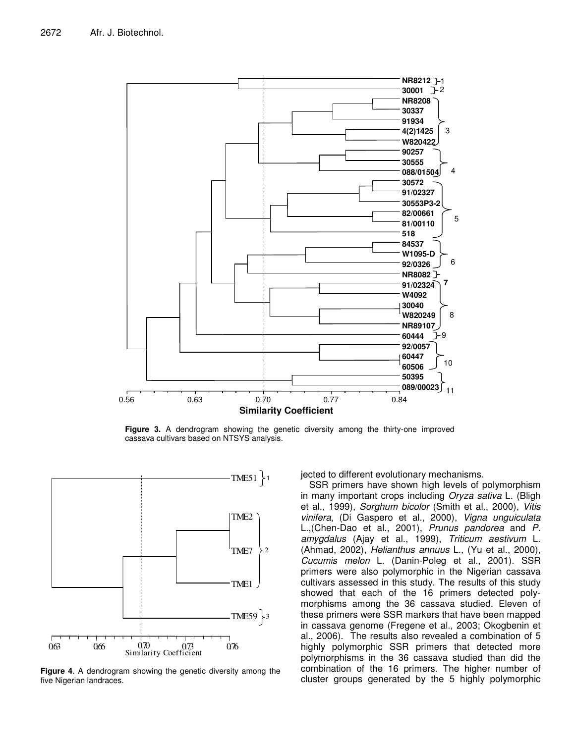Figure 3. A dendrogram showing the genetic diversity among the thirty-one improved cassava cultivars based on NTSYS analysis.

Figure 4. A dendrogram showing the genetic diversity among the five Nigerian landraces.

jected to different evolutionary mechanisms.

SSR primers have shown high levels of polymorphism in many important crops including *Oryza sativa* L. (Bligh et al., 1999), *Sorghum bicolor* (Smith et al., 2000), *Vitis vinifera*, (Di Gaspero et al., 2000), *Vigna unguiculata* L.,(Chen-Dao et al., 2001), *Prunus pandorea* and *P. amygdalus* (Ajay et al., 1999), *Triticum aestivum* L. (Ahmad, 2002), *Helianthus annuus* L., (Yu et al., 2000), *Cucumis melon* L. (Danin-Poleg et al., 2001). SSR primers were also polymorphic in the Nigerian cassava cultivars assessed in this study. The results of this study showed that each of the 16 primers detected polymorphisms among the 36 cassava studied. Eleven of these primers were SSR markers that have been mapped in cassava genome (Fregene et al., 2003; Okogbenin et al., 2006). The results also revealed a combination of 5 highly polymorphic SSR primers that detected more polymorphisms in the 36 cassava studied than did the combination of the 16 primers. The higher number of cluster groups generated by the 5 highly polymorphic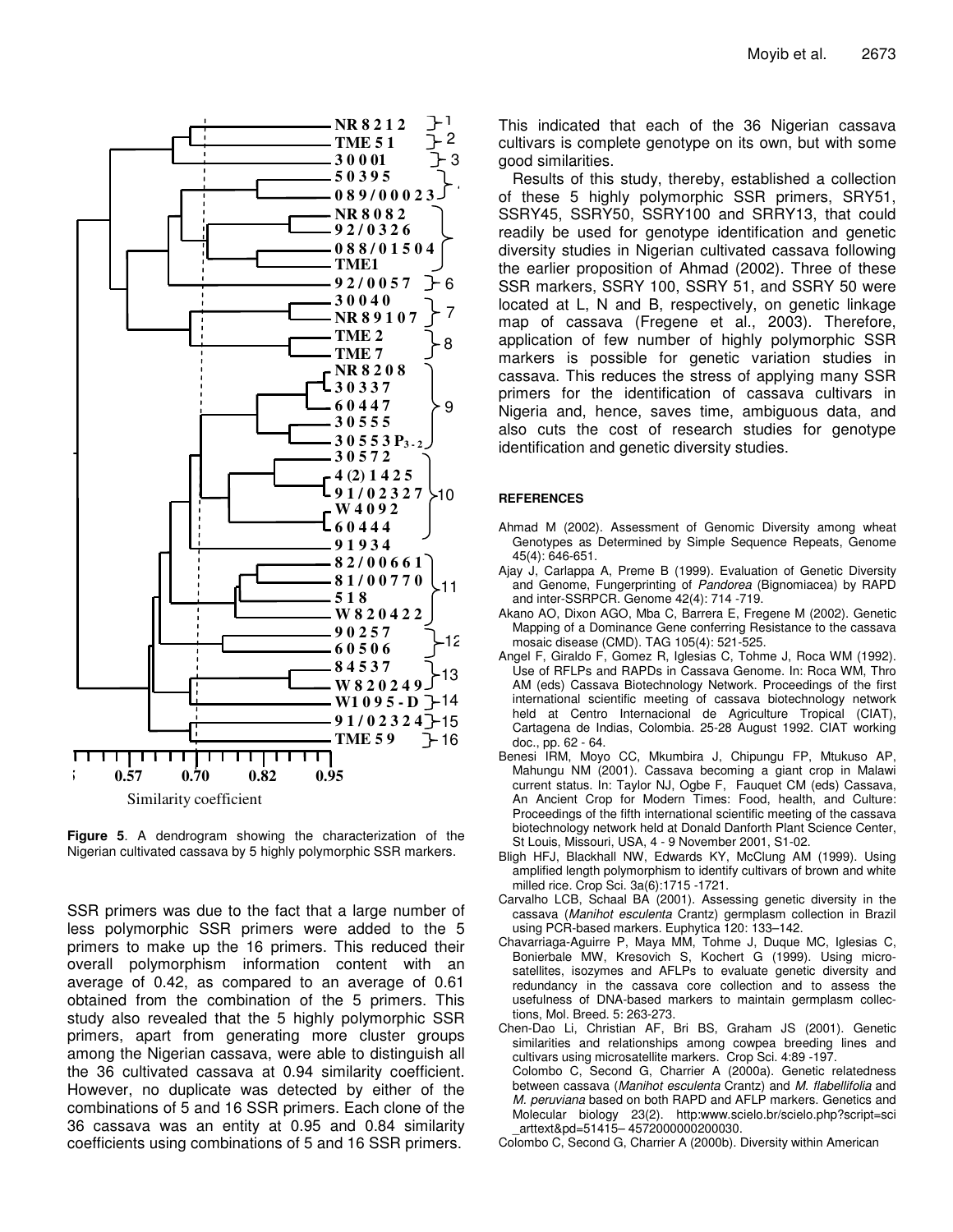**Figure 5**. A dendrogram showing the characterization of the Nigerian cultivated cassava by 5 highly polymorphic SSR markers.

SSR primers was due to the fact that a large number of less polymorphic SSR primers were added to the 5 primers to make up the 16 primers. This reduced their overall polymorphism information content with an average of 0.42, as compared to an average of 0.61 obtained from the combination of the 5 primers. This study also revealed that the 5 highly polymorphic SSR primers, apart from generating more cluster groups among the Nigerian cassava, were able to distinguish all the 36 cultivated cassava at 0.94 similarity coefficient. However, no duplicate was detected by either of the combinations of 5 and 16 SSR primers. Each clone of the 36 cassava was an entity at 0.95 and 0.84 similarity coefficients using combinations of 5 and 16 SSR primers. This indicated that each of the 36 Nigerian cassava cultivars is complete genotype on its own, but with some good similarities.

Results of this study, thereby, established a collection of these 5 highly polymorphic SSR primers, SRY51, SSRY45, SSRY50, SSRY100 and SRRY13, that could readily be used for genotype identification and genetic diversity studies in Nigerian cultivated cassava following the earlier proposition of Ahmad (2002). Three of these SSR markers, SSRY 100, SSRY 51, and SSRY 50 were located at L, N and B, respectively, on genetic linkage map of cassava (Fregene et al., 2003). Therefore, application of few number of highly polymorphic SSR markers is possible for genetic variation studies in cassava. This reduces the stress of applying many SSR primers for the identification of cassava cultivars in Nigeria and, hence, saves time, ambiguous data, and also cuts the cost of research studies for genotype identification and genetic diversity studies.

## REFERENCES

Ahmad M (2002). Assessment of Genomic Diversity among wheat Genotypes as Determined by Simple Sequence Repeats, Genome 45(4): 646-651.

Ajay J, Carlappa A, Preme B (1999). Evaluation of Genetic Diversity and Genome, Fungerprinting of *Pandorea* (Bignomiacea) by RAPD and inter-SSRPCR. Genome 42(4): 714 -719.

Akano AO, Dixon AGO, Mba C, Barrera E, Fregene M (2002). Genetic Mapping of a Dominance Gene conferring Resistance to the cassava mosaic disease (CMD). TAG 105(4): 521-525.

Angel F, Giraldo F, Gomez R, Iglesias C, Tohme J, Roca WM (1992). Use of RFLPs and RAPDs in Cassava Genome. In: Roca WM, Thro AM (eds) Cassava Biotechnology Network. Proceedings of the first international scientific meeting of cassava biotechnology network held at Centro Internacional de Agriculture Tropical (CIAT), Cartagena de Indias, Colombia. 25-28 August 1992. CIAT working doc., pp. 62 - 64.

Benesi IRM, Moyo CC, Mkumbira J, Chipungu FP, Mtukuso AP, Mahungu NM (2001). Cassava becoming a giant crop in Malawi current status. In: Taylor NJ, Ogbe F, Fauquet CM (eds) Cassava, An Ancient Crop for Modern Times: Food, health, and Culture: Proceedings of the fifth international scientific meeting of the cassava biotechnology network held at Donald Danforth Plant Science Center, St Louis, Missouri, USA, 4 - 9 November 2001, S1-02.

Bligh HFJ, Blackhall NW, Edwards KY, McClung AM (1999). Using amplified length polymorphism to identify cultivars of brown and white milled rice. Crop Sci. 3a(6):1715 -1721.

Carvalho LCB, Schaal BA (2001). Assessing genetic diversity in the cassava (*Manihot esculenta* Crantz) germplasm collection in Brazil using PCR-based markers. Euphytica 120: 133–142.

Chavarriaga-Aguirre P, Maya MM, Tohme J, Duque MC, Iglesias C, Bonierbale MW, Kresovich S, Kochert G (1999). Using micro-satellites, isozymes and AFLPs to evaluate genetic diversity and redundancy in the cassava core collection and to assess the usefulness of DNA-based markers to maintain germplasm collections, Mol. Breed. 5: 263-273.

Chen-Dao Li, Christian AF, Bri BS, Graham JS (2001). Genetic similarities and relationships among cowpea breeding lines and cultivars using microsatellite markers. Crop Sci. 4:89 -197.

Colombo C, Second G, Charrier A (2000a). Genetic relatedness between cassava (*Manihot esculenta* Crantz) and *M. flabellifolia* and *M. peruviana* based on both RAPD and AFLP markers. Genetics and Molecular biology 23(2). http:www.scielo.br/scielo.php?script=sci_arttext&pd=51415– 4572000000200030.

Colombo C, Second G, Charrier A (2000b). Diversity within American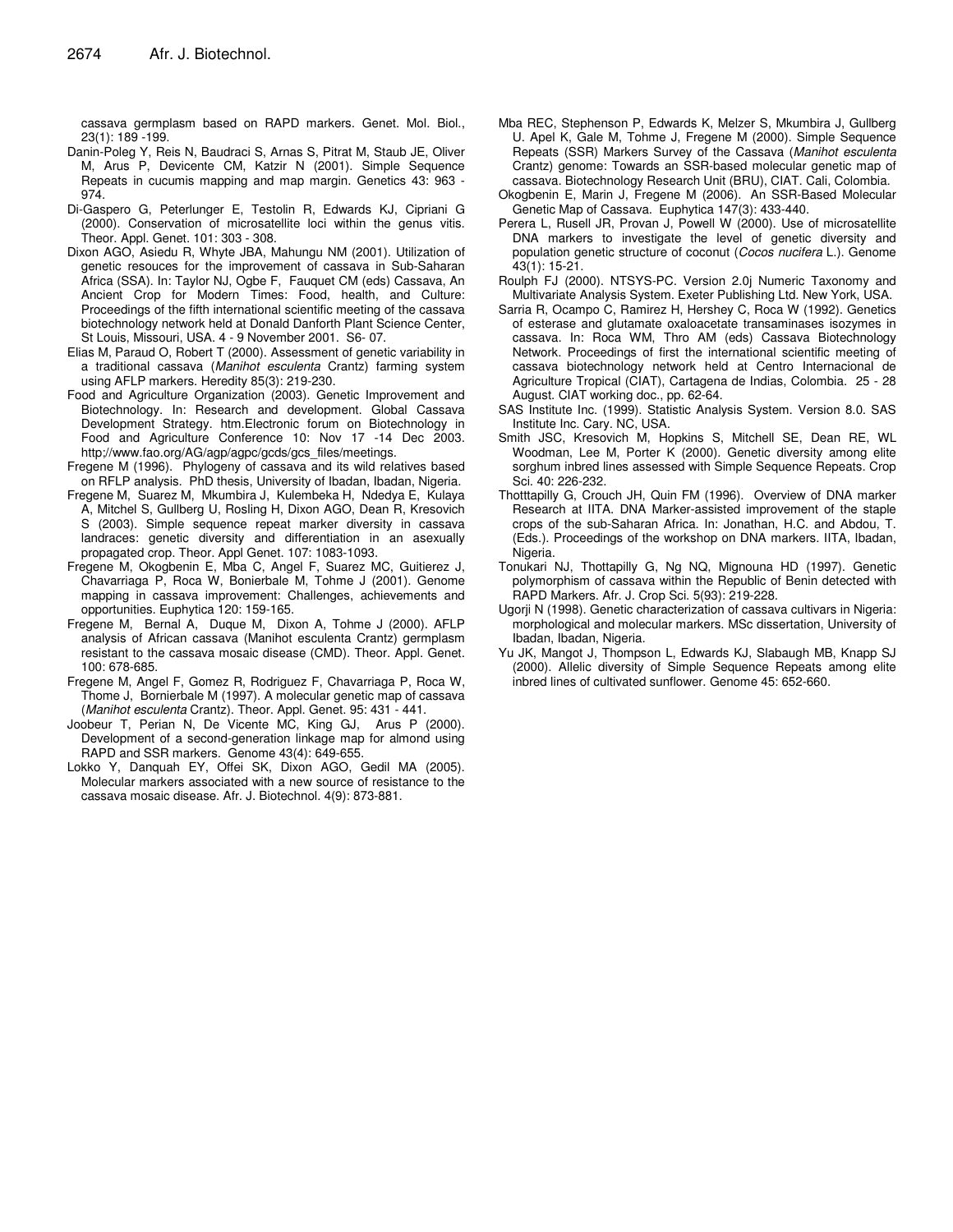cassava germplasm based on RAPD markers. Genet. Mol. Biol., 23(1): 189 -199.

Danin-Poleg Y, Reis N, Baudraci S, Arnas S, Pitrat M, Staub JE, Oliver M, Arus P, Devicente CM, Katzir N (2001). Simple Sequence Repeats in cucumis mapping and map margin. Genetics 43: 963 - 974.

Di-Gaspero G, Peterlunger E, Testolin R, Edwards KJ, Cipriani G (2000). Conservation of microsatellite loci within the genus vitis. Theor. Appl. Genet. 101: 303 - 308.

Dixon AGO, Asiedu R, Whyte JBA, Mahungu NM (2001). Utilization of genetic resouces for the improvement of cassava in Sub-Saharan Africa (SSA). In: Taylor NJ, Ogbe F, Fauquet CM (eds) Cassava, An Ancient Crop for Modern Times: Food, health, and Culture: Proceedings of the fifth international scientific meeting of the cassava biotechnology network held at Donald Danforth Plant Science Center, St Louis, Missouri, USA. 4 - 9 November 2001. S6- 07.

Elias M, Paraud O, Robert T (2000). Assessment of genetic variability in a traditional cassava (*Manihot esculenta* Crantz) farming system using AFLP markers. Heredity 85(3): 219-230.

Food and Agriculture Organization (2003). Genetic Improvement and Biotechnology. In: Research and development. Global Cassava Development Strategy. htm.Electronic forum on Biotechnology in Food and Agriculture Conference 10: Nov 17 -14 Dec 2003. http;//www.fao.org/AG/agp/agpc/gcds/gcs_files/meetings.

Fregene M (1996). Phylogeny of cassava and its wild relatives based on RFLP analysis. PhD thesis, University of Ibadan, Ibadan, Nigeria.

Fregene M, Suarez M, Mkumbira J, Kulembeka H, Ndedya E, Kulaya A, Mitchel S, Gullberg U, Rosling H, Dixon AGO, Dean R, Kresovich S (2003). Simple sequence repeat marker diversity in cassava landraces: genetic diversity and differentiation in an asexually propagated crop. Theor. Appl Genet. 107: 1083-1093.

Fregene M, Okogbenin E, Mba C, Angel F, Suarez MC, Guitierez J, Chavarriaga P, Roca W, Bonierbale M, Tohme J (2001). Genome mapping in cassava improvement: Challenges, achievements and opportunities. Euphytica 120: 159-165.

Fregene M, Bernal A, Duque M, Dixon A, Tohme J (2000). AFLP analysis of African cassava (Manihot esculenta Crantz) germplasm resistant to the cassava mosaic disease (CMD). Theor. Appl. Genet. 100: 678-685.

Fregene M, Angel F, Gomez R, Rodriguez F, Chavarriaga P, Roca W, Thome J, Bornierbale M (1997). A molecular genetic map of cassava (*Manihot esculenta* Crantz). Theor. Appl. Genet. 95: 431 - 441.

Joobeur T, Perian N, De Vicente MC, King GJ, Arus P (2000). Development of a second-generation linkage map for almond using RAPD and SSR markers. Genome 43(4): 649-655.

Lokko Y, Danquah EY, Offei SK, Dixon AGO, Gedil MA (2005). Molecular markers associated with a new source of resistance to the cassava mosaic disease. Afr. J. Biotechnol. 4(9): 873-881.

Mba REC, Stephenson P, Edwards K, Melzer S, Mkumbira J, Gullberg U. Apel K, Gale M, Tohme J, Fregene M (2000). Simple Sequence Repeats (SSR) Markers Survey of the Cassava (*Manihot esculenta* Crantz) genome: Towards an SSR-based molecular genetic map of cassava. Biotechnology Research Unit (BRU), CIAT. Cali, Colombia.

Okogbenin E, Marin J, Fregene M (2006). An SSR-Based Molecular Genetic Map of Cassava. Euphytica 147(3): 433-440.

Perera L, Rusell JR, Provan J, Powell W (2000). Use of microsatellite DNA markers to investigate the level of genetic diversity and population genetic structure of coconut (*Cocos nucifera* L.). Genome 43(1): 15-21.

Roulph FJ (2000). NTSYS-PC. Version 2.0j Numeric Taxonomy and Multivariate Analysis System. Exeter Publishing Ltd. New York, USA.

Sarria R, Ocampo C, Ramirez H, Hershey C, Roca W (1992). Genetics of esterase and glutamate oxaloacetate transaminases isozymes in cassava. In: Roca WM, Thro AM (eds) Cassava Biotechnology Network. Proceedings of first the international scientific meeting of cassava biotechnology network held at Centro Internacional de Agriculture Tropical (CIAT), Cartagena de Indias, Colombia. 25 - 28 August. CIAT working doc., pp. 62-64.

SAS Institute Inc. (1999). Statistic Analysis System. Version 8.0. SAS Institute Inc. Cary. NC, USA.

Smith JSC, Kresovich M, Hopkins S, Mitchell SE, Dean RE, WL Woodman, Lee M, Porter K (2000). Genetic diversity among elite sorghum inbred lines assessed with Simple Sequence Repeats. Crop Sci. 40: 226-232.

Thotttapilly G, Crouch JH, Quin FM (1996). Overview of DNA marker Research at IITA. DNA Marker-assisted improvement of the staple crops of the sub-Saharan Africa. In: Jonathan, H.C. and Abdou, T. (Eds.). Proceedings of the workshop on DNA markers. IITA, Ibadan, Nigeria.

Tonukari NJ, Thottapilly G, Ng NQ, Mignouna HD (1997). Genetic polymorphism of cassava within the Republic of Benin detected with RAPD Markers. Afr. J. Crop Sci. 5(93): 219-228.

Ugorji N (1998). Genetic characterization of cassava cultivars in Nigeria: morphological and molecular markers. MSc dissertation, University of Ibadan, Ibadan, Nigeria.

Yu JK, Mangot J, Thompson L, Edwards KJ, Slabaugh MB, Knapp SJ (2000). Allelic diversity of Simple Sequence Repeats among elite inbred lines of cultivated sunflower. Genome 45: 652-660.